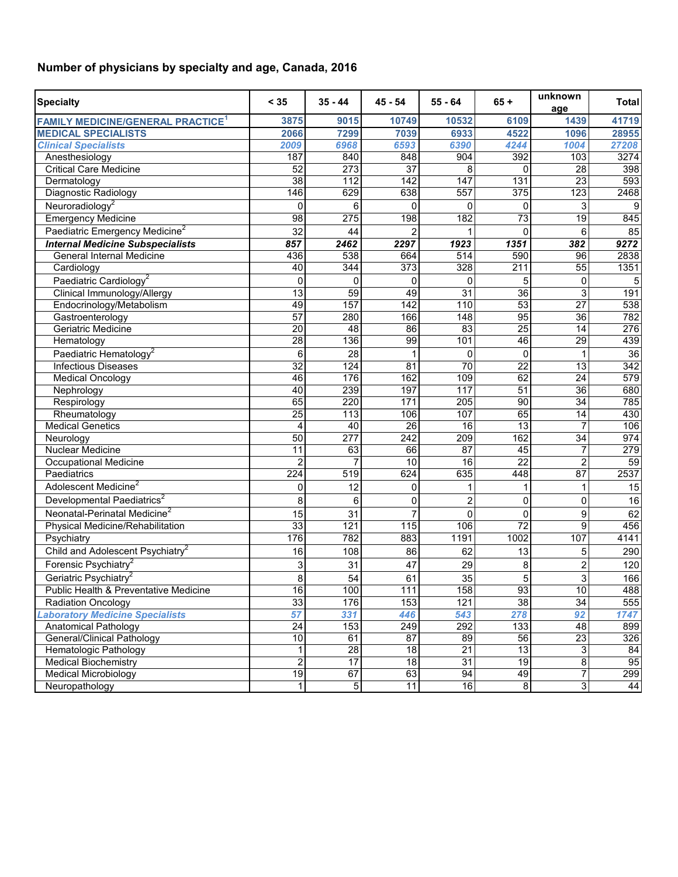## Number of physicians by specialty and age, Canada, 2016

| Specialty | < 35 | 35 - 44 | 45 - 54 | 55 - 64 | 65 + | unknown age | Total |
|---|---|---|---|---|---|---|---|
| **FAMILY MEDICINE/GENERAL PRACTICE[1]** | **3875** | **9015** | **10749** | **10532** | **6109** | **1439** | **41719** |
| **MEDICAL SPECIALISTS** | **2066** | **7299** | **7039** | **6933** | **4522** | **1096** | **28955** |
| ***Clinical Specialists*** | ***2009*** | ***6968*** | ***6593*** | ***6390*** | ***4244*** | ***1004*** | ***27208*** |
| Anesthesiology | 187 | 840 | 848 | 904 | 392 | 103 | 3274 |
| Critical Care Medicine | 52 | 273 | 37 | 8 | 0 | 28 | 398 |
| Dermatology | 38 | 112 | 142 | 147 | 131 | 23 | 593 |
| Diagnostic Radiology | 146 | 629 | 638 | 557 | 375 | 123 | 2468 |
| Neuroradiology[2] | 0 | 6 | 0 | 0 | 0 | 3 | 9 |
| Emergency Medicine | 98 | 275 | 198 | 182 | 73 | 19 | 845 |
| Paediatric Emergency Medicine[2] | 32 | 44 | 2 | 1 | 0 | 6 | 85 |
| ***Internal Medicine Subspecialists*** | ***857*** | ***2462*** | ***2297*** | ***1923*** | ***1351*** | ***382*** | ***9272*** |
| General Internal Medicine | 436 | 538 | 664 | 514 | 590 | 96 | 2838 |
| Cardiology | 40 | 344 | 373 | 328 | 211 | 55 | 1351 |
| Paediatric Cardiology[2] | 0 | 0 | 0 | 0 | 5 | 0 | 5 |
| Clinical Immunology/Allergy | 13 | 59 | 49 | 31 | 36 | 3 | 191 |
| Endocrinology/Metabolism | 49 | 157 | 142 | 110 | 53 | 27 | 538 |
| Gastroenterology | 57 | 280 | 166 | 148 | 95 | 36 | 782 |
| Geriatric Medicine | 20 | 48 | 86 | 83 | 25 | 14 | 276 |
| Hematology | 28 | 136 | 99 | 101 | 46 | 29 | 439 |
| Paediatric Hematology[2] | 6 | 28 | 1 | 0 | 0 | 1 | 36 |
| Infectious Diseases | 32 | 124 | 81 | 70 | 22 | 13 | 342 |
| Medical Oncology | 46 | 176 | 162 | 109 | 62 | 24 | 579 |
| Nephrology | 40 | 239 | 197 | 117 | 51 | 36 | 680 |
| Respirology | 65 | 220 | 171 | 205 | 90 | 34 | 785 |
| Rheumatology | 25 | 113 | 106 | 107 | 65 | 14 | 430 |
| Medical Genetics | 4 | 40 | 26 | 16 | 13 | 7 | 106 |
| Neurology | 50 | 277 | 242 | 209 | 162 | 34 | 974 |
| Nuclear Medicine | 11 | 63 | 66 | 87 | 45 | 7 | 279 |
| Occupational Medicine | 2 | 7 | 10 | 16 | 22 | 2 | 59 |
| Paediatrics | 224 | 519 | 624 | 635 | 448 | 87 | 2537 |
| Adolescent Medicine[2] | 0 | 12 | 0 | 1 | 1 | 1 | 15 |
| Developmental Paediatrics[2] | 8 | 6 | 0 | 2 | 0 | 0 | 16 |
| Neonatal-Perinatal Medicine[2] | 15 | 31 | 7 | 0 | 0 | 9 | 62 |
| Physical Medicine/Rehabilitation | 33 | 121 | 115 | 106 | 72 | 9 | 456 |
| Psychiatry | 176 | 782 | 883 | 1191 | 1002 | 107 | 4141 |
| Child and Adolescent Psychiatry[2] | 16 | 108 | 86 | 62 | 13 | 5 | 290 |
| Forensic Psychiatry[2] | 3 | 31 | 47 | 29 | 8 | 2 | 120 |
| Geriatric Psychiatry[2] | 8 | 54 | 61 | 35 | 5 | 3 | 166 |
| Public Health & Preventative Medicine | 16 | 100 | 111 | 158 | 93 | 10 | 488 |
| Radiation Oncology | 33 | 176 | 153 | 121 | 38 | 34 | 555 |
| ***Laboratory Medicine Specialists*** | ***57*** | ***331*** | ***446*** | ***543*** | ***278*** | ***92*** | ***1747*** |
| Anatomical Pathology | 24 | 153 | 249 | 292 | 133 | 48 | 899 |
| General/Clinical Pathology | 10 | 61 | 87 | 89 | 56 | 23 | 326 |
| Hematologic Pathology | 1 | 28 | 18 | 21 | 13 | 3 | 84 |
| Medical Biochemistry | 2 | 17 | 18 | 31 | 19 | 8 | 95 |
| Medical Microbiology | 19 | 67 | 63 | 94 | 49 | 7 | 299 |
| Neuropathology | 1 | 5 | 11 | 16 | 8 | 3 | 44 |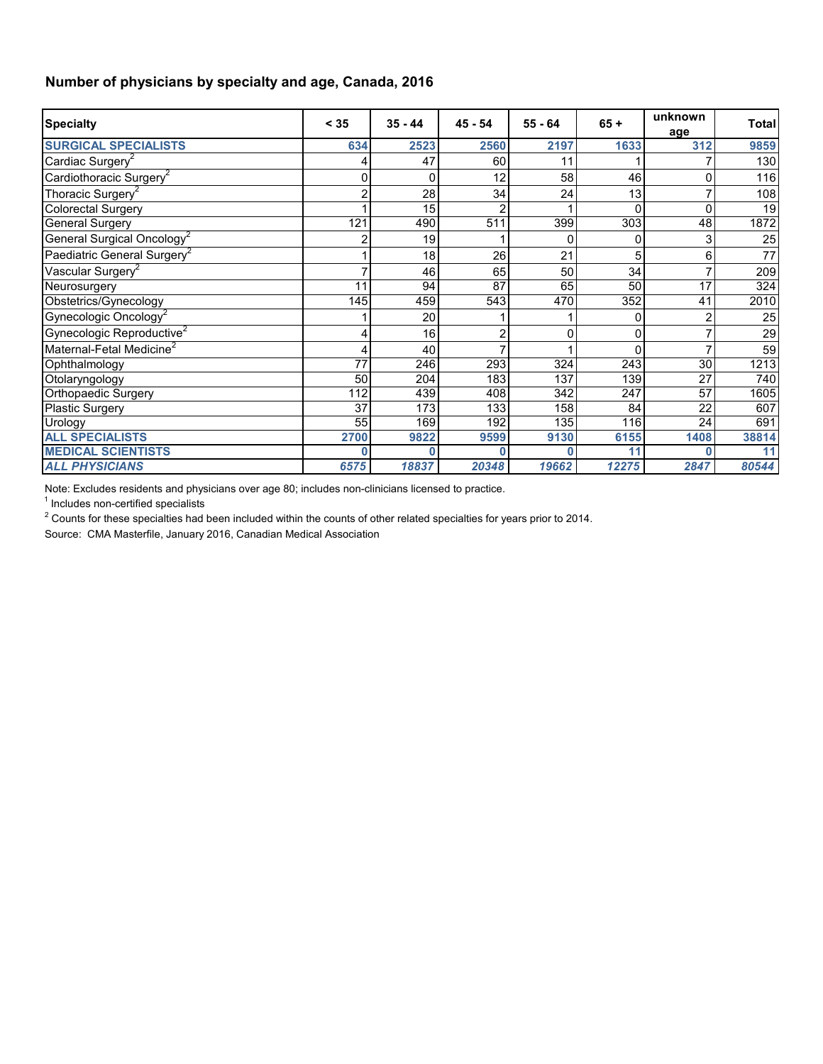## Number of physicians by specialty and age, Canada, 2016

| Specialty | < 35 | 35 - 44 | 45 - 54 | 55 - 64 | 65 + | unknown age | Total |
|---|---|---|---|---|---|---|---|
| **SURGICAL SPECIALISTS** | **634** | **2523** | **2560** | **2197** | **1633** | **312** | **9859** |
| Cardiac Surgery[2] | 4 | 47 | 60 | 11 | 1 | 7 | 130 |
| Cardiothoracic Surgery[2] | 0 | 0 | 12 | 58 | 46 | 0 | 116 |
| Thoracic Surgery[2] | 2 | 28 | 34 | 24 | 13 | 7 | 108 |
| Colorectal Surgery | 1 | 15 | 2 | 1 | 0 | 0 | 19 |
| General Surgery | 121 | 490 | 511 | 399 | 303 | 48 | 1872 |
| General Surgical Oncology[2] | 2 | 19 | 1 | 0 | 0 | 3 | 25 |
| Paediatric General Surgery[2] | 1 | 18 | 26 | 21 | 5 | 6 | 77 |
| Vascular Surgery[2] | 7 | 46 | 65 | 50 | 34 | 7 | 209 |
| Neurosurgery | 11 | 94 | 87 | 65 | 50 | 17 | 324 |
| Obstetrics/Gynecology | 145 | 459 | 543 | 470 | 352 | 41 | 2010 |
| Gynecologic Oncology[2] | 1 | 20 | 1 | 1 | 0 | 2 | 25 |
| Gynecologic Reproductive[2] | 4 | 16 | 2 | 0 | 0 | 7 | 29 |
| Maternal-Fetal Medicine[2] | 4 | 40 | 7 | 1 | 0 | 7 | 59 |
| Ophthalmology | 77 | 246 | 293 | 324 | 243 | 30 | 1213 |
| Otolaryngology | 50 | 204 | 183 | 137 | 139 | 27 | 740 |
| Orthopaedic Surgery | 112 | 439 | 408 | 342 | 247 | 57 | 1605 |
| Plastic Surgery | 37 | 173 | 133 | 158 | 84 | 22 | 607 |
| Urology | 55 | 169 | 192 | 135 | 116 | 24 | 691 |
| **ALL SPECIALISTS** | **2700** | **9822** | **9599** | **9130** | **6155** | **1408** | **38814** |
| **MEDICAL SCIENTISTS** | **0** | **0** | **0** | **0** | **11** | **0** | **11** |
| ***ALL PHYSICIANS*** | ***6575*** | ***18837*** | ***20348*** | ***19662*** | ***12275*** | ***2847*** | ***80544*** |

Note: Excludes residents and physicians over age 80; includes non-clinicians licensed to practice.

[1] Includes non-certified specialists

[2] Counts for these specialties had been included within the counts of other related specialties for years prior to 2014.

Source: CMA Masterfile, January 2016, Canadian Medical Association